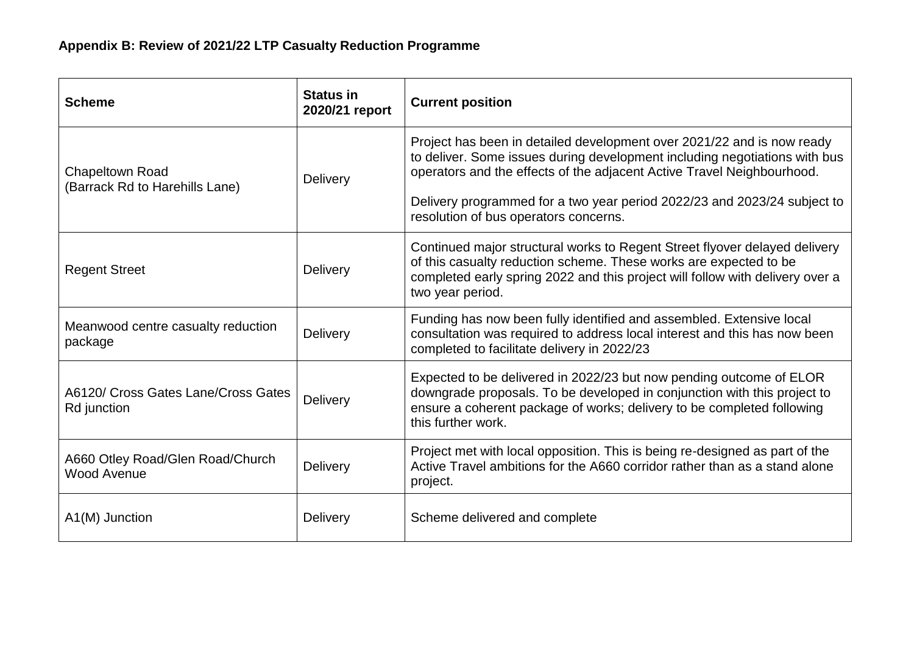**Appendix B: Review of 2021/22 LTP Casualty Reduction Programme**

| Scheme | Status in 2020/21 report | Current position |
|---|---|---|
| Chapeltown Road (Barrack Rd to Harehills Lane) | Delivery | Project has been in detailed development over 2021/22 and is now ready to deliver. Some issues during development including negotiations with bus operators and the effects of the adjacent Active Travel Neighbourhood.<br><br>Delivery programmed for a two year period 2022/23 and 2023/24 subject to resolution of bus operators concerns. |
| Regent Street | Delivery | Continued major structural works to Regent Street flyover delayed delivery of this casualty reduction scheme. These works are expected to be completed early spring 2022 and this project will follow with delivery over a two year period. |
| Meanwood centre casualty reduction package | Delivery | Funding has now been fully identified and assembled. Extensive local consultation was required to address local interest and this has now been completed to facilitate delivery in 2022/23 |
| A6120/ Cross Gates Lane/Cross Gates Rd junction | Delivery | Expected to be delivered in 2022/23 but now pending outcome of ELOR downgrade proposals. To be developed in conjunction with this project to ensure a coherent package of works; delivery to be completed following this further work. |
| A660 Otley Road/Glen Road/Church Wood Avenue | Delivery | Project met with local opposition. This is being re-designed as part of the Active Travel ambitions for the A660 corridor rather than as a stand alone project. |
| A1(M) Junction | Delivery | Scheme delivered and complete |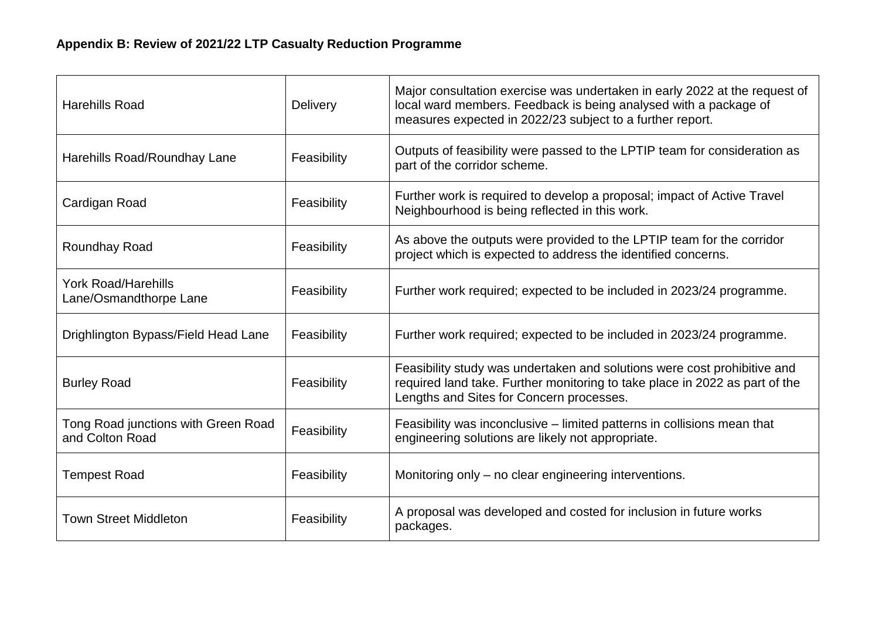**Appendix B: Review of 2021/22 LTP Casualty Reduction Programme**

| | | |
|---|---|---|
| Harehills Road | Delivery | Major consultation exercise was undertaken in early 2022 at the request of local ward members. Feedback is being analysed with a package of measures expected in 2022/23 subject to a further report. |
| Harehills Road/Roundhay Lane | Feasibility | Outputs of feasibility were passed to the LPTIP team for consideration as part of the corridor scheme. |
| Cardigan Road | Feasibility | Further work is required to develop a proposal; impact of Active Travel Neighbourhood is being reflected in this work. |
| Roundhay Road | Feasibility | As above the outputs were provided to the LPTIP team for the corridor project which is expected to address the identified concerns. |
| York Road/Harehills Lane/Osmandthorpe Lane | Feasibility | Further work required; expected to be included in 2023/24 programme. |
| Drighlington Bypass/Field Head Lane | Feasibility | Further work required; expected to be included in 2023/24 programme. |
| Burley Road | Feasibility | Feasibility study was undertaken and solutions were cost prohibitive and required land take. Further monitoring to take place in 2022 as part of the Lengths and Sites for Concern processes. |
| Tong Road junctions with Green Road and Colton Road | Feasibility | Feasibility was inconclusive – limited patterns in collisions mean that engineering solutions are likely not appropriate. |
| Tempest Road | Feasibility | Monitoring only – no clear engineering interventions. |
| Town Street Middleton | Feasibility | A proposal was developed and costed for inclusion in future works packages. |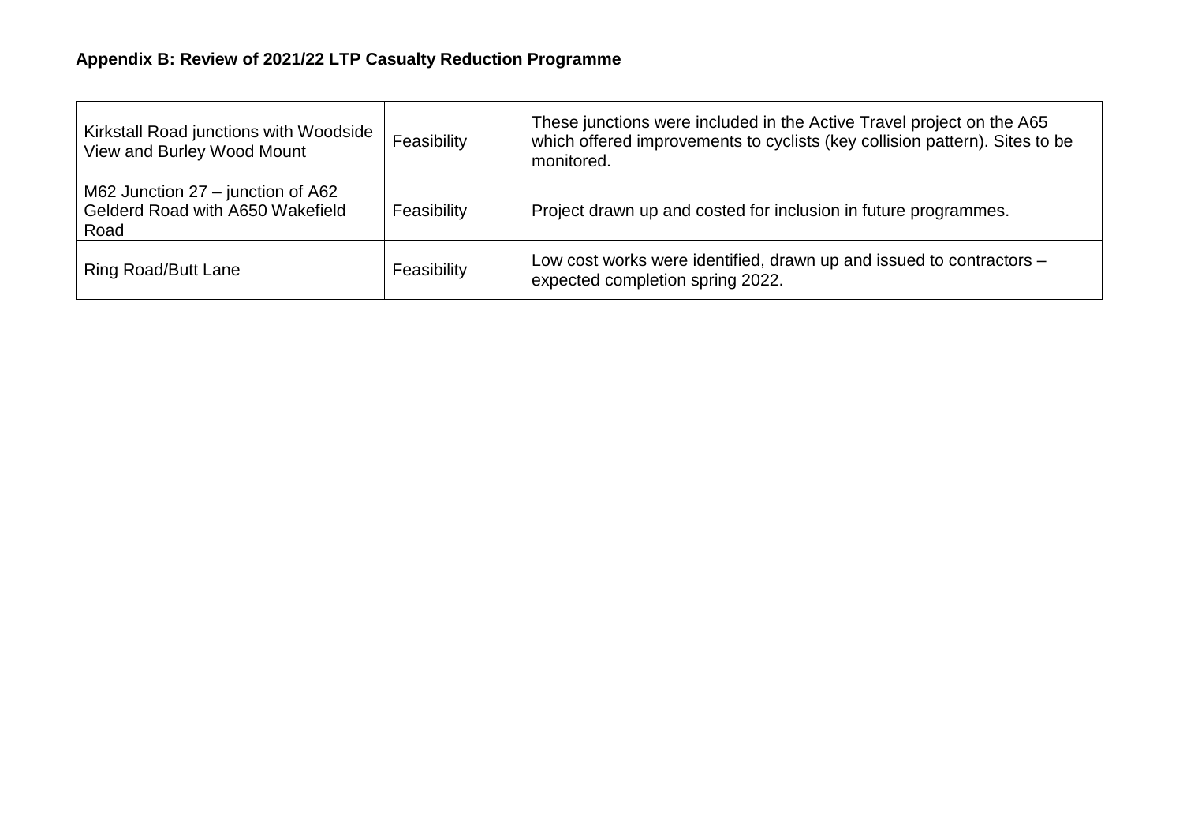**Appendix B: Review of 2021/22 LTP Casualty Reduction Programme**

| | | |
|---|---|---|
| Kirkstall Road junctions with Woodside View and Burley Wood Mount | Feasibility | These junctions were included in the Active Travel project on the A65 which offered improvements to cyclists (key collision pattern). Sites to be monitored. |
| M62 Junction 27 – junction of A62 Gelderd Road with A650 Wakefield Road | Feasibility | Project drawn up and costed for inclusion in future programmes. |
| Ring Road/Butt Lane | Feasibility | Low cost works were identified, drawn up and issued to contractors – expected completion spring 2022. |